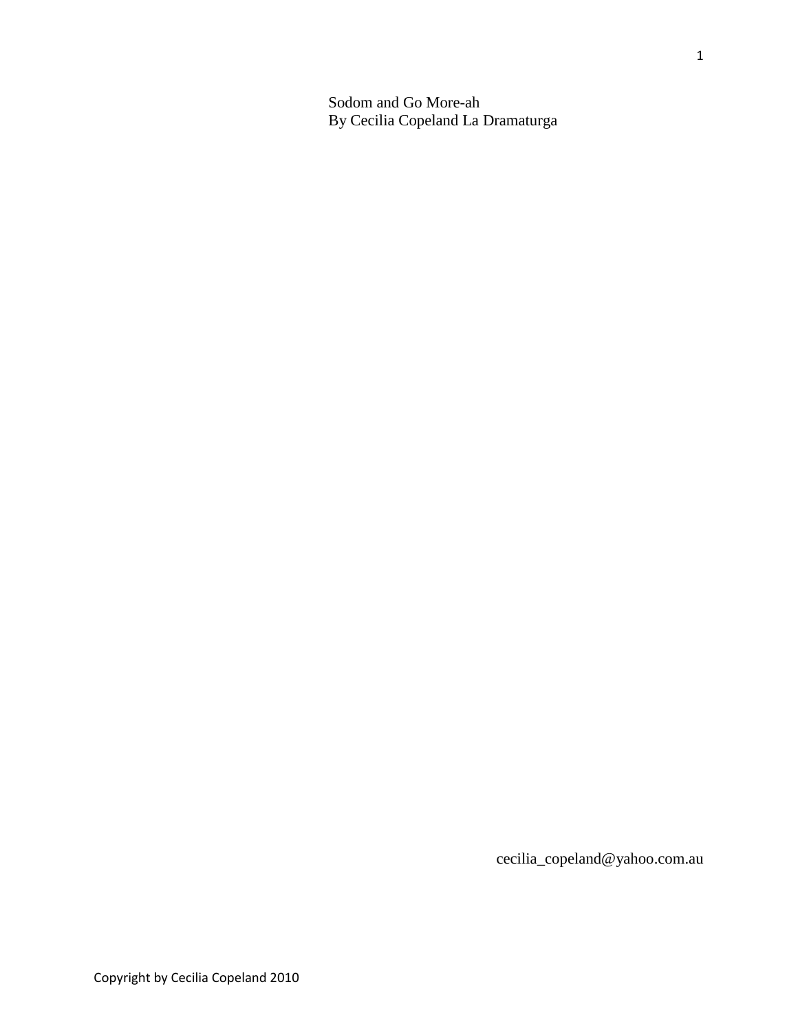# Sodom and Go More-ah

By Cecilia Copeland La Dramaturga

cecilia_copeland@yahoo.com.au

Copyright by Cecilia Copeland 2010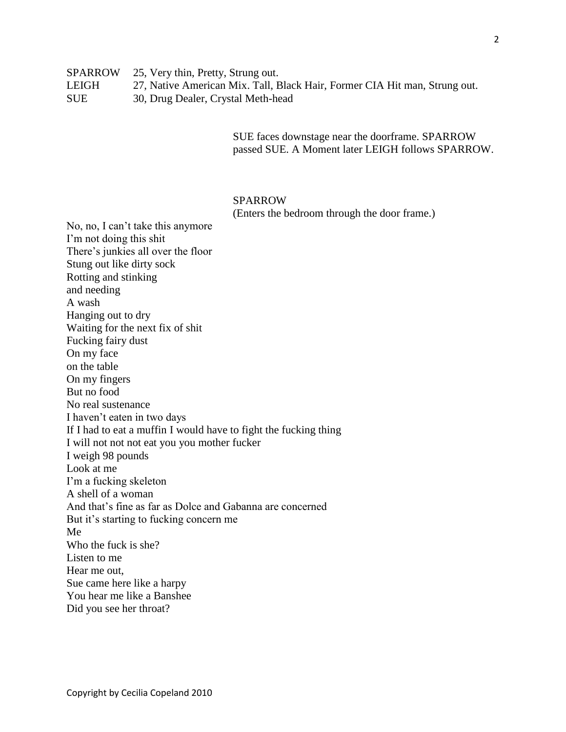SPARROW 25, Very thin, Pretty, Strung out.
LEIGH 27, Native American Mix. Tall, Black Hair, Former CIA Hit man, Strung out.
SUE 30, Drug Dealer, Crystal Meth-head

SUE faces downstage near the doorframe. SPARROW passed SUE. A Moment later LEIGH follows SPARROW.

SPARROW
(Enters the bedroom through the door frame.)

No, no, I can't take this anymore
I'm not doing this shit
There's junkies all over the floor
Stung out like dirty sock
Rotting and stinking
and needing
A wash
Hanging out to dry
Waiting for the next fix of shit
Fucking fairy dust
On my face
on the table
On my fingers
But no food
No real sustenance
I haven't eaten in two days
If I had to eat a muffin I would have to fight the fucking thing
I will not not not eat you you mother fucker
I weigh 98 pounds
Look at me
I'm a fucking skeleton
A shell of a woman
And that's fine as far as Dolce and Gabanna are concerned
But it's starting to fucking concern me
Me
Who the fuck is she?
Listen to me
Hear me out,
Sue came here like a harpy
You hear me like a Banshee
Did you see her throat?

Copyright by Cecilia Copeland 2010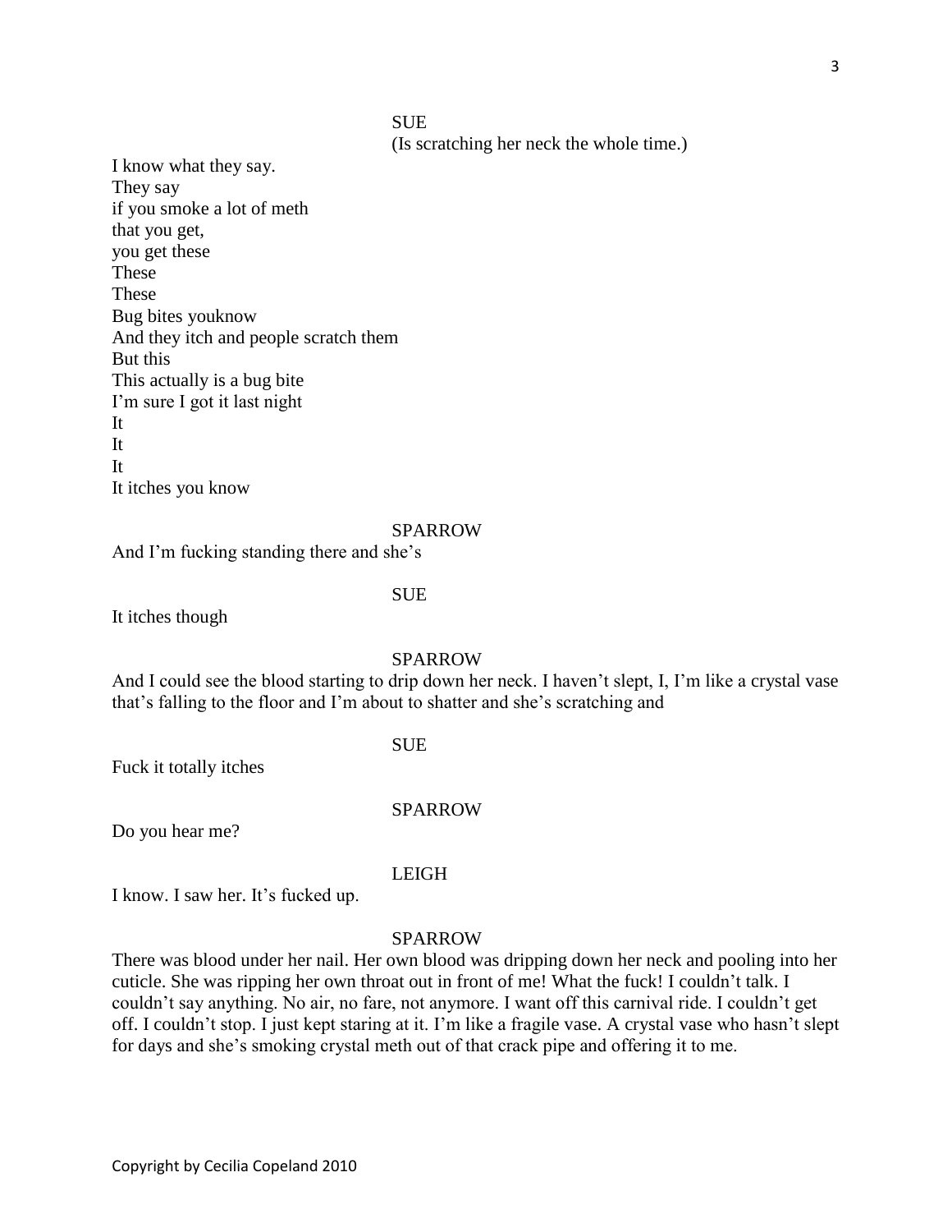SUE

(Is scratching her neck the whole time.)

I know what they say.  
They say  
if you smoke a lot of meth  
that you get,  
you get these  
These  
These  
Bug bites youknow  
And they itch and people scratch them  
But this  
This actually is a bug bite  
I'm sure I got it last night  
It  
It  
It  
It itches you know

SPARROW

And I'm fucking standing there and she's

SUE

It itches though

SPARROW

And I could see the blood starting to drip down her neck. I haven't slept, I, I'm like a crystal vase that's falling to the floor and I'm about to shatter and she's scratching and

SUE

Fuck it totally itches

SPARROW

Do you hear me?

LEIGH

I know. I saw her. It's fucked up.

SPARROW

There was blood under her nail. Her own blood was dripping down her neck and pooling into her cuticle. She was ripping her own throat out in front of me! What the fuck! I couldn't talk. I couldn't say anything. No air, no fare, not anymore. I want off this carnival ride. I couldn't get off. I couldn't stop. I just kept staring at it. I'm like a fragile vase. A crystal vase who hasn't slept for days and she's smoking crystal meth out of that crack pipe and offering it to me.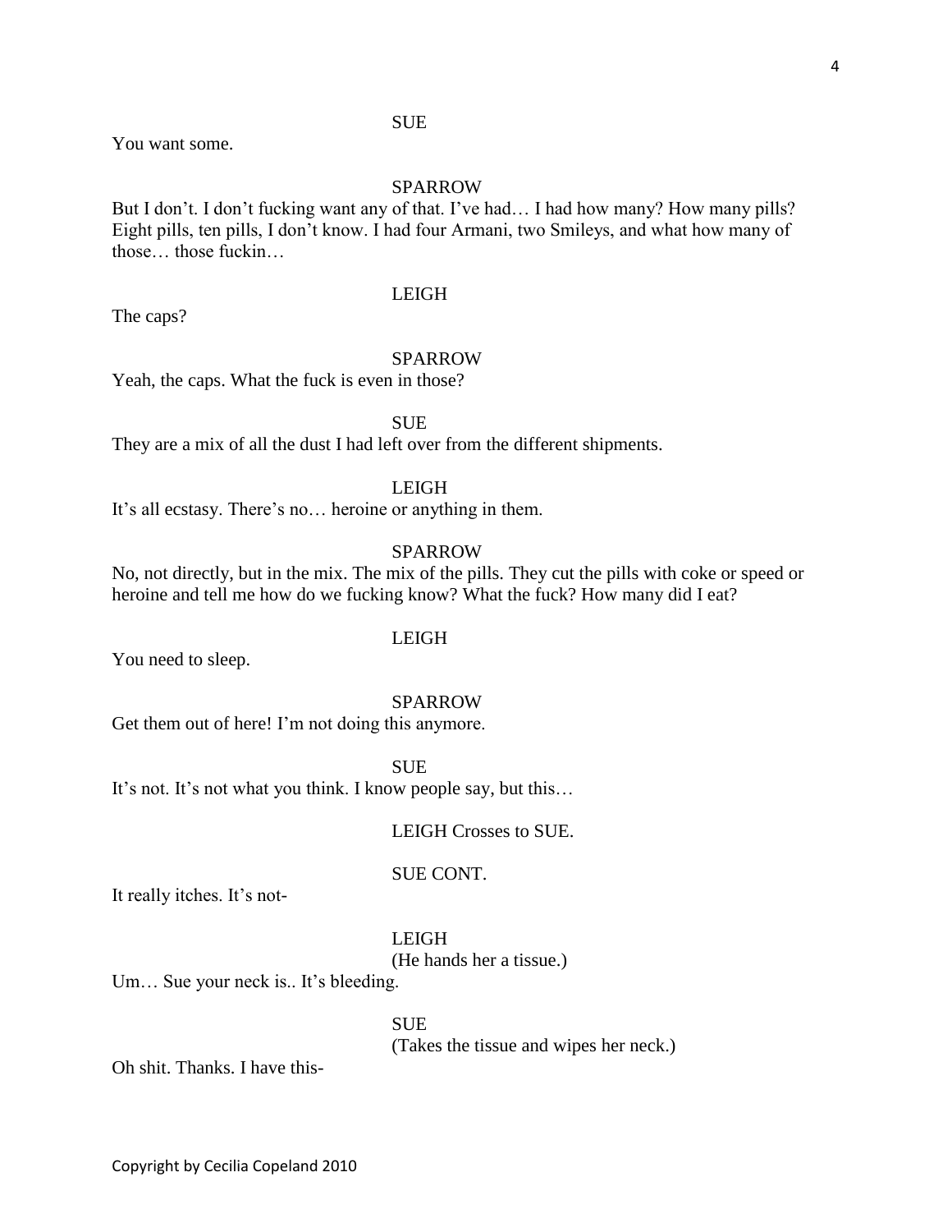SUE

You want some.

SPARROW

But I don't. I don't fucking want any of that. I've had… I had how many? How many pills? Eight pills, ten pills, I don't know. I had four Armani, two Smileys, and what how many of those… those fuckin…

LEIGH

The caps?

SPARROW

Yeah, the caps. What the fuck is even in those?

SUE

They are a mix of all the dust I had left over from the different shipments.

LEIGH

It's all ecstasy. There's no… heroine or anything in them.

SPARROW

No, not directly, but in the mix. The mix of the pills. They cut the pills with coke or speed or heroine and tell me how do we fucking know? What the fuck? How many did I eat?

LEIGH

You need to sleep.

SPARROW

Get them out of here! I'm not doing this anymore.

SUE

It's not. It's not what you think. I know people say, but this…

LEIGH Crosses to SUE.

SUE CONT.

It really itches. It's not-

LEIGH

(He hands her a tissue.)

Um… Sue your neck is.. It's bleeding.

SUE

(Takes the tissue and wipes her neck.)

Oh shit. Thanks. I have this-

Copyright by Cecilia Copeland 2010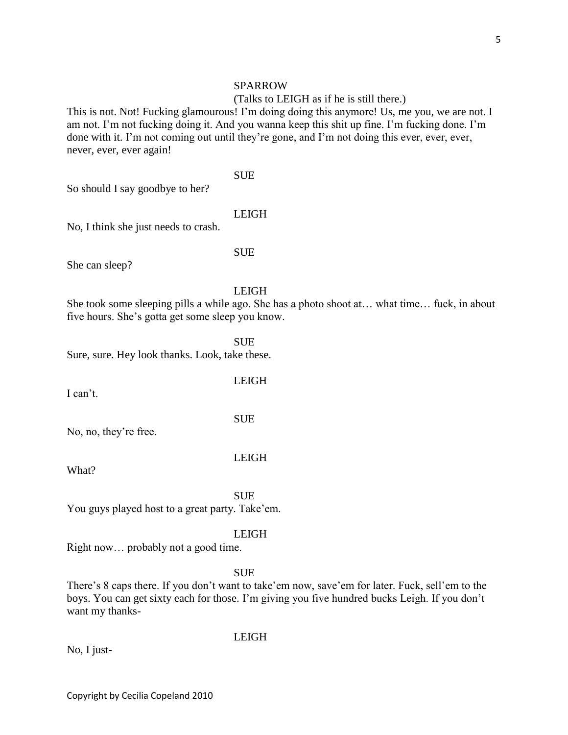SPARROW

(Talks to LEIGH as if he is still there.)

This is not. Not! Fucking glamourous! I'm doing doing this anymore! Us, me you, we are not. I am not. I'm not fucking doing it. And you wanna keep this shit up fine. I'm fucking done. I'm done with it. I'm not coming out until they're gone, and I'm not doing this ever, ever, ever, never, ever, ever again!

SUE

So should I say goodbye to her?

LEIGH

No, I think she just needs to crash.

SUE

She can sleep?

LEIGH

She took some sleeping pills a while ago. She has a photo shoot at… what time… fuck, in about five hours. She's gotta get some sleep you know.

SUE

Sure, sure. Hey look thanks. Look, take these.

LEIGH

I can't.

SUE

No, no, they're free.

LEIGH

What?

SUE

You guys played host to a great party. Take'em.

LEIGH

Right now… probably not a good time.

SUE

There's 8 caps there. If you don't want to take'em now, save'em for later. Fuck, sell'em to the boys. You can get sixty each for those. I'm giving you five hundred bucks Leigh. If you don't want my thanks-

LEIGH

No, I just-

Copyright by Cecilia Copeland 2010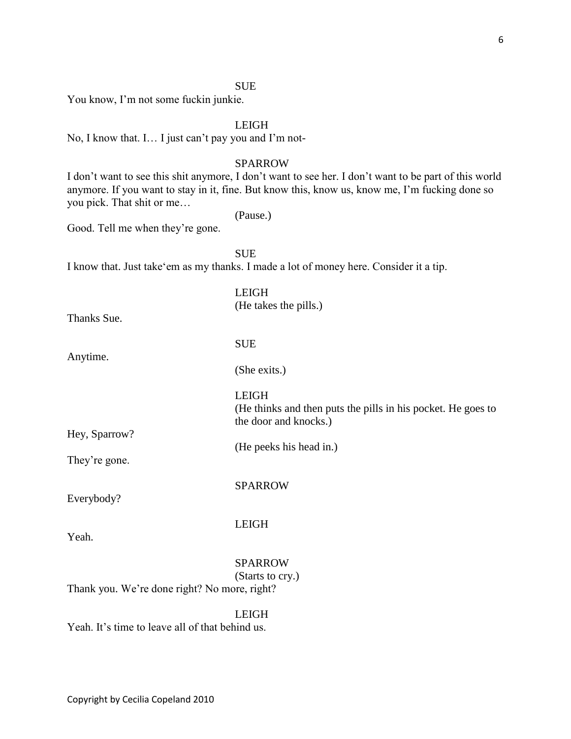SUE

You know, I'm not some fuckin junkie.

LEIGH

No, I know that. I… I just can't pay you and I'm not-

SPARROW

I don't want to see this shit anymore, I don't want to see her. I don't want to be part of this world anymore. If you want to stay in it, fine. But know this, know us, know me, I'm fucking done so you pick. That shit or me…

(Pause.)

Good. Tell me when they're gone.

SUE

I know that. Just take'em as my thanks. I made a lot of money here. Consider it a tip.

LEIGH

(He takes the pills.)

Thanks Sue.

SUE

Anytime.

(She exits.)

LEIGH

(He thinks and then puts the pills in his pocket. He goes to the door and knocks.)

Hey, Sparrow?

(He peeks his head in.)

They're gone.

SPARROW

Everybody?

LEIGH

Yeah.

SPARROW

(Starts to cry.)

Thank you. We're done right? No more, right?

LEIGH

Yeah. It's time to leave all of that behind us.

Copyright by Cecilia Copeland 2010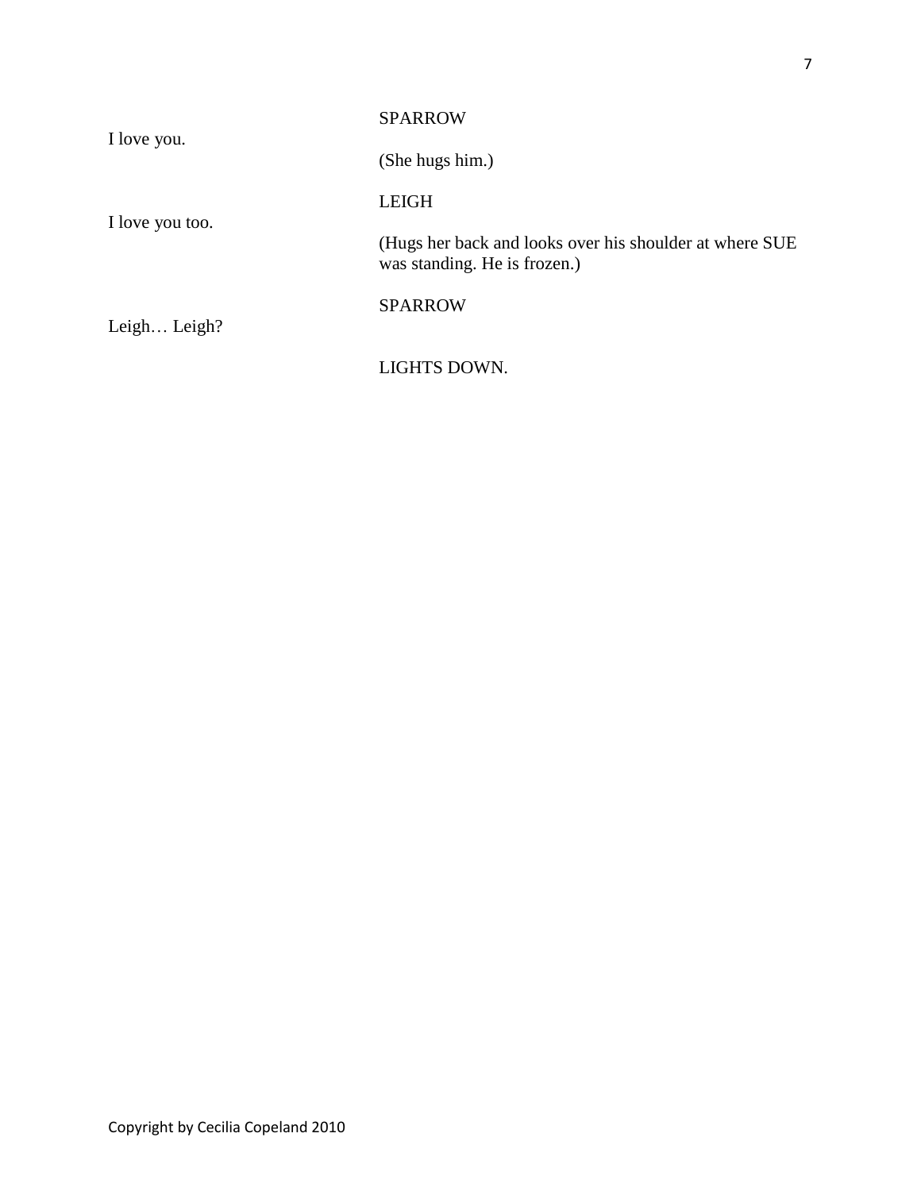SPARROW

I love you.

(She hugs him.)

LEIGH

I love you too.

(Hugs her back and looks over his shoulder at where SUE was standing. He is frozen.)

SPARROW

Leigh… Leigh?

LIGHTS DOWN.

Copyright by Cecilia Copeland 2010